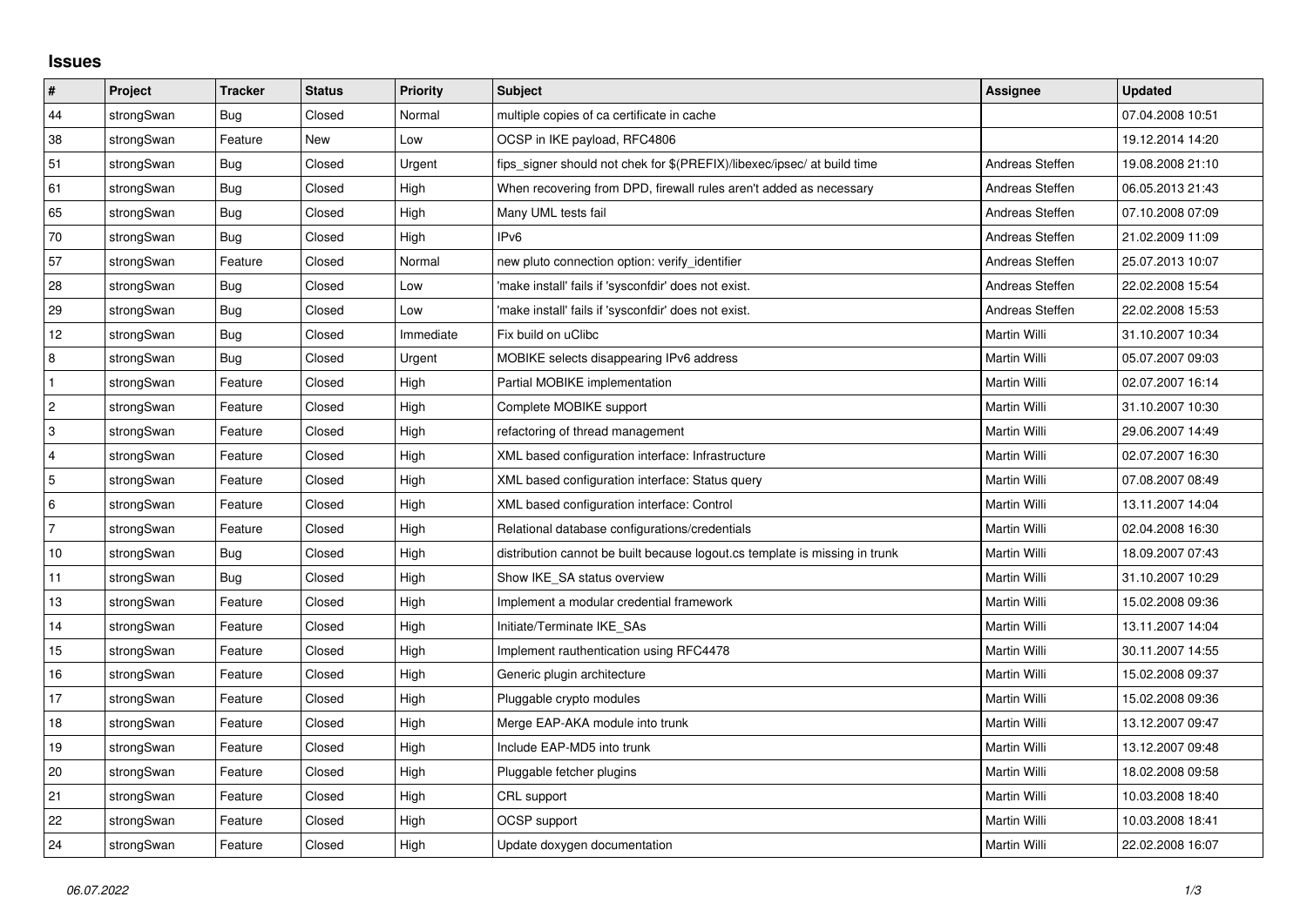## Issues

| # | Project | Tracker | Status | Priority | Subject | Assignee | Updated |
|---|---|---|---|---|---|---|---|
| 44 | strongSwan | Bug | Closed | Normal | multiple copies of ca certificate in cache | | 07.04.2008 10:51 |
| 38 | strongSwan | Feature | New | Low | OCSP in IKE payload, RFC4806 | | 19.12.2014 14:20 |
| 51 | strongSwan | Bug | Closed | Urgent | fips_signer should not chek for $(PREFIX)/libexec/ipsec/ at build time | Andreas Steffen | 19.08.2008 21:10 |
| 61 | strongSwan | Bug | Closed | High | When recovering from DPD, firewall rules aren't added as necessary | Andreas Steffen | 06.05.2013 21:43 |
| 65 | strongSwan | Bug | Closed | High | Many UML tests fail | Andreas Steffen | 07.10.2008 07:09 |
| 70 | strongSwan | Bug | Closed | High | IPv6 | Andreas Steffen | 21.02.2009 11:09 |
| 57 | strongSwan | Feature | Closed | Normal | new pluto connection option: verify_identifier | Andreas Steffen | 25.07.2013 10:07 |
| 28 | strongSwan | Bug | Closed | Low | 'make install' fails if 'sysconfdir' does not exist. | Andreas Steffen | 22.02.2008 15:54 |
| 29 | strongSwan | Bug | Closed | Low | 'make install' fails if 'sysconfdir' does not exist. | Andreas Steffen | 22.02.2008 15:53 |
| 12 | strongSwan | Bug | Closed | Immediate | Fix build on uClibc | Martin Willi | 31.10.2007 10:34 |
| 8 | strongSwan | Bug | Closed | Urgent | MOBIKE selects disappearing IPv6 address | Martin Willi | 05.07.2007 09:03 |
| 1 | strongSwan | Feature | Closed | High | Partial MOBIKE implementation | Martin Willi | 02.07.2007 16:14 |
| 2 | strongSwan | Feature | Closed | High | Complete MOBIKE support | Martin Willi | 31.10.2007 10:30 |
| 3 | strongSwan | Feature | Closed | High | refactoring of thread management | Martin Willi | 29.06.2007 14:49 |
| 4 | strongSwan | Feature | Closed | High | XML based configuration interface: Infrastructure | Martin Willi | 02.07.2007 16:30 |
| 5 | strongSwan | Feature | Closed | High | XML based configuration interface: Status query | Martin Willi | 07.08.2007 08:49 |
| 6 | strongSwan | Feature | Closed | High | XML based configuration interface: Control | Martin Willi | 13.11.2007 14:04 |
| 7 | strongSwan | Feature | Closed | High | Relational database configurations/credentials | Martin Willi | 02.04.2008 16:30 |
| 10 | strongSwan | Bug | Closed | High | distribution cannot be built because logout.cs template is missing in trunk | Martin Willi | 18.09.2007 07:43 |
| 11 | strongSwan | Bug | Closed | High | Show IKE_SA status overview | Martin Willi | 31.10.2007 10:29 |
| 13 | strongSwan | Feature | Closed | High | Implement a modular credential framework | Martin Willi | 15.02.2008 09:36 |
| 14 | strongSwan | Feature | Closed | High | Initiate/Terminate IKE_SAs | Martin Willi | 13.11.2007 14:04 |
| 15 | strongSwan | Feature | Closed | High | Implement rauthentication using RFC4478 | Martin Willi | 30.11.2007 14:55 |
| 16 | strongSwan | Feature | Closed | High | Generic plugin architecture | Martin Willi | 15.02.2008 09:37 |
| 17 | strongSwan | Feature | Closed | High | Pluggable crypto modules | Martin Willi | 15.02.2008 09:36 |
| 18 | strongSwan | Feature | Closed | High | Merge EAP-AKA module into trunk | Martin Willi | 13.12.2007 09:47 |
| 19 | strongSwan | Feature | Closed | High | Include EAP-MD5 into trunk | Martin Willi | 13.12.2007 09:48 |
| 20 | strongSwan | Feature | Closed | High | Pluggable fetcher plugins | Martin Willi | 18.02.2008 09:58 |
| 21 | strongSwan | Feature | Closed | High | CRL support | Martin Willi | 10.03.2008 18:40 |
| 22 | strongSwan | Feature | Closed | High | OCSP support | Martin Willi | 10.03.2008 18:41 |
| 24 | strongSwan | Feature | Closed | High | Update doxygen documentation | Martin Willi | 22.02.2008 16:07 |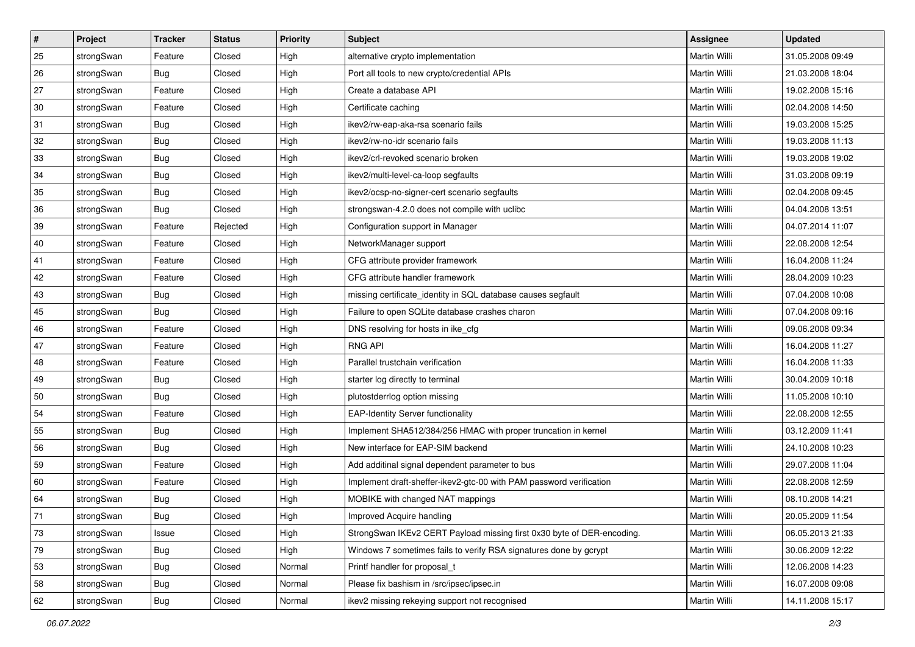| # | Project | Tracker | Status | Priority | Subject | Assignee | Updated |
|---|---|---|---|---|---|---|---|
| 25 | strongSwan | Feature | Closed | High | alternative crypto implementation | Martin Willi | 31.05.2008 09:49 |
| 26 | strongSwan | Bug | Closed | High | Port all tools to new crypto/credential APIs | Martin Willi | 21.03.2008 18:04 |
| 27 | strongSwan | Feature | Closed | High | Create a database API | Martin Willi | 19.02.2008 15:16 |
| 30 | strongSwan | Feature | Closed | High | Certificate caching | Martin Willi | 02.04.2008 14:50 |
| 31 | strongSwan | Bug | Closed | High | ikev2/rw-eap-aka-rsa scenario fails | Martin Willi | 19.03.2008 15:25 |
| 32 | strongSwan | Bug | Closed | High | ikev2/rw-no-idr scenario fails | Martin Willi | 19.03.2008 11:13 |
| 33 | strongSwan | Bug | Closed | High | ikev2/crl-revoked scenario broken | Martin Willi | 19.03.2008 19:02 |
| 34 | strongSwan | Bug | Closed | High | ikev2/multi-level-ca-loop segfaults | Martin Willi | 31.03.2008 09:19 |
| 35 | strongSwan | Bug | Closed | High | ikev2/ocsp-no-signer-cert scenario segfaults | Martin Willi | 02.04.2008 09:45 |
| 36 | strongSwan | Bug | Closed | High | strongswan-4.2.0 does not compile with uclibc | Martin Willi | 04.04.2008 13:51 |
| 39 | strongSwan | Feature | Rejected | High | Configuration support in Manager | Martin Willi | 04.07.2014 11:07 |
| 40 | strongSwan | Feature | Closed | High | NetworkManager support | Martin Willi | 22.08.2008 12:54 |
| 41 | strongSwan | Feature | Closed | High | CFG attribute provider framework | Martin Willi | 16.04.2008 11:24 |
| 42 | strongSwan | Feature | Closed | High | CFG attribute handler framework | Martin Willi | 28.04.2009 10:23 |
| 43 | strongSwan | Bug | Closed | High | missing certificate_identity in SQL database causes segfault | Martin Willi | 07.04.2008 10:08 |
| 45 | strongSwan | Bug | Closed | High | Failure to open SQLite database crashes charon | Martin Willi | 07.04.2008 09:16 |
| 46 | strongSwan | Feature | Closed | High | DNS resolving for hosts in ike_cfg | Martin Willi | 09.06.2008 09:34 |
| 47 | strongSwan | Feature | Closed | High | RNG API | Martin Willi | 16.04.2008 11:27 |
| 48 | strongSwan | Feature | Closed | High | Parallel trustchain verification | Martin Willi | 16.04.2008 11:33 |
| 49 | strongSwan | Bug | Closed | High | starter log directly to terminal | Martin Willi | 30.04.2009 10:18 |
| 50 | strongSwan | Bug | Closed | High | plutostderrlog option missing | Martin Willi | 11.05.2008 10:10 |
| 54 | strongSwan | Feature | Closed | High | EAP-Identity Server functionality | Martin Willi | 22.08.2008 12:55 |
| 55 | strongSwan | Bug | Closed | High | Implement SHA512/384/256 HMAC with proper truncation in kernel | Martin Willi | 03.12.2009 11:41 |
| 56 | strongSwan | Bug | Closed | High | New interface for EAP-SIM backend | Martin Willi | 24.10.2008 10:23 |
| 59 | strongSwan | Feature | Closed | High | Add additinal signal dependent parameter to bus | Martin Willi | 29.07.2008 11:04 |
| 60 | strongSwan | Feature | Closed | High | Implement draft-sheffer-ikev2-gtc-00 with PAM password verification | Martin Willi | 22.08.2008 12:59 |
| 64 | strongSwan | Bug | Closed | High | MOBIKE with changed NAT mappings | Martin Willi | 08.10.2008 14:21 |
| 71 | strongSwan | Bug | Closed | High | Improved Acquire handling | Martin Willi | 20.05.2009 11:54 |
| 73 | strongSwan | Issue | Closed | High | StrongSwan IKEv2 CERT Payload missing first 0x30 byte of DER-encoding. | Martin Willi | 06.05.2013 21:33 |
| 79 | strongSwan | Bug | Closed | High | Windows 7 sometimes fails to verify RSA signatures done by gcrypt | Martin Willi | 30.06.2009 12:22 |
| 53 | strongSwan | Bug | Closed | Normal | Printf handler for proposal_t | Martin Willi | 12.06.2008 14:23 |
| 58 | strongSwan | Bug | Closed | Normal | Please fix bashism in /src/ipsec/ipsec.in | Martin Willi | 16.07.2008 09:08 |
| 62 | strongSwan | Bug | Closed | Normal | ikev2 missing rekeying support not recognised | Martin Willi | 14.11.2008 15:17 |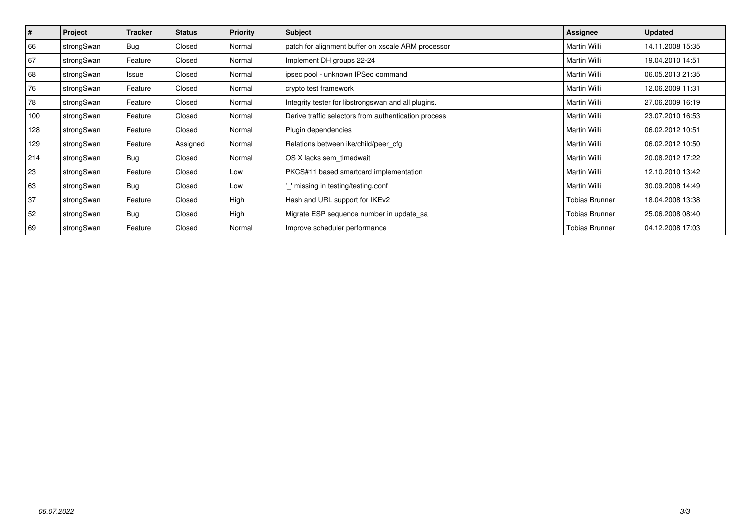| # | Project | Tracker | Status | Priority | Subject | Assignee | Updated |
|---|---|---|---|---|---|---|---|
| 66 | strongSwan | Bug | Closed | Normal | patch for alignment buffer on xscale ARM processor | Martin Willi | 14.11.2008 15:35 |
| 67 | strongSwan | Feature | Closed | Normal | Implement DH groups 22-24 | Martin Willi | 19.04.2010 14:51 |
| 68 | strongSwan | Issue | Closed | Normal | ipsec pool - unknown IPSec command | Martin Willi | 06.05.2013 21:35 |
| 76 | strongSwan | Feature | Closed | Normal | crypto test framework | Martin Willi | 12.06.2009 11:31 |
| 78 | strongSwan | Feature | Closed | Normal | Integrity tester for libstrongswan and all plugins. | Martin Willi | 27.06.2009 16:19 |
| 100 | strongSwan | Feature | Closed | Normal | Derive traffic selectors from authentication process | Martin Willi | 23.07.2010 16:53 |
| 128 | strongSwan | Feature | Closed | Normal | Plugin dependencies | Martin Willi | 06.02.2012 10:51 |
| 129 | strongSwan | Feature | Assigned | Normal | Relations between ike/child/peer_cfg | Martin Willi | 06.02.2012 10:50 |
| 214 | strongSwan | Bug | Closed | Normal | OS X lacks sem_timedwait | Martin Willi | 20.08.2012 17:22 |
| 23 | strongSwan | Feature | Closed | Low | PKCS#11 based smartcard implementation | Martin Willi | 12.10.2010 13:42 |
| 63 | strongSwan | Bug | Closed | Low | '_' missing in testing/testing.conf | Martin Willi | 30.09.2008 14:49 |
| 37 | strongSwan | Feature | Closed | High | Hash and URL support for IKEv2 | Tobias Brunner | 18.04.2008 13:38 |
| 52 | strongSwan | Bug | Closed | High | Migrate ESP sequence number in update_sa | Tobias Brunner | 25.06.2008 08:40 |
| 69 | strongSwan | Feature | Closed | Normal | Improve scheduler performance | Tobias Brunner | 04.12.2008 17:03 |